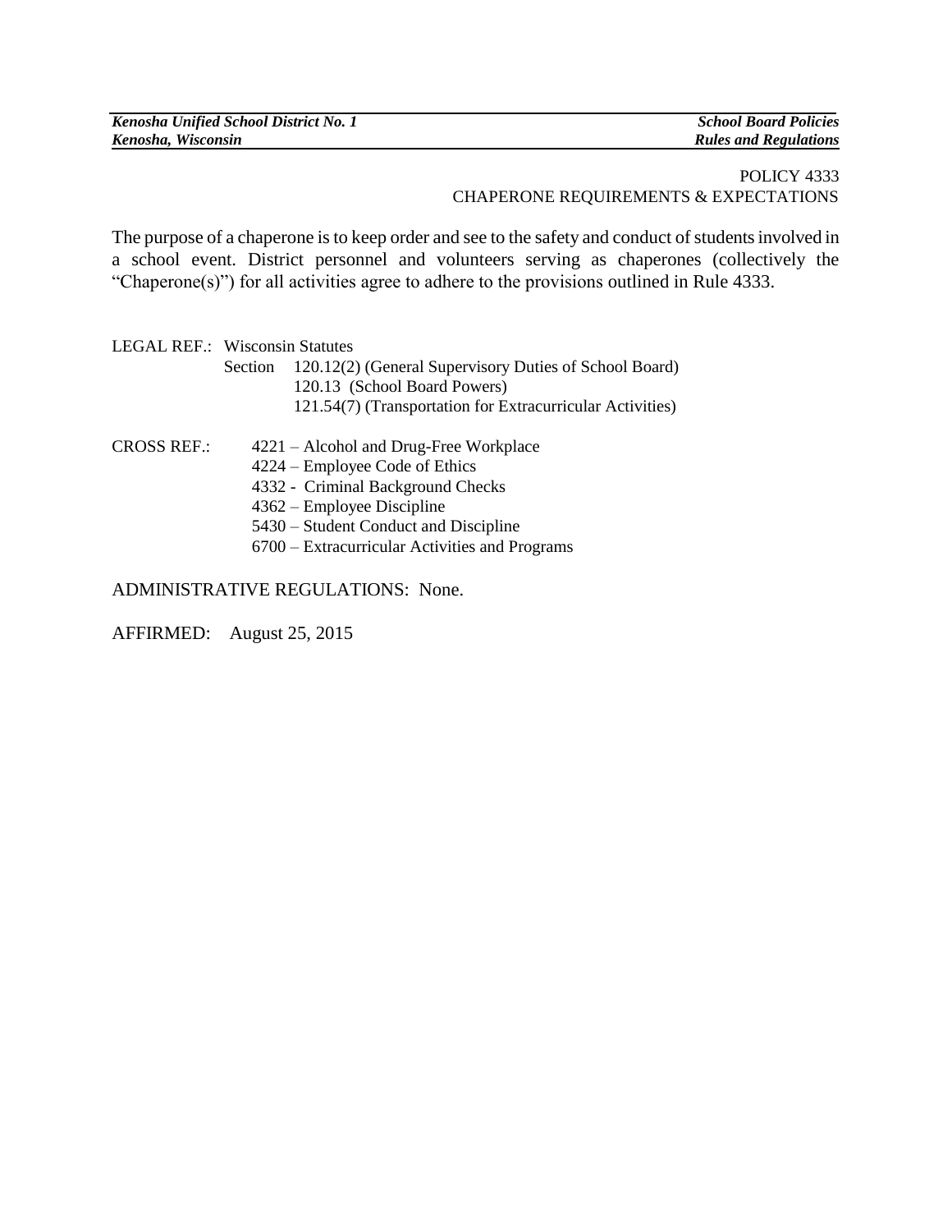POLICY 4333
CHAPERONE REQUIREMENTS & EXPECTATIONS

The purpose of a chaperone is to keep order and see to the safety and conduct of students involved in a school event. District personnel and volunteers serving as chaperones (collectively the "Chaperone(s)") for all activities agree to adhere to the provisions outlined in Rule 4333.

LEGAL REF.: Wisconsin Statutes
Section 120.12(2) (General Supervisory Duties of School Board)
120.13 (School Board Powers)
121.54(7) (Transportation for Extracurricular Activities)

CROSS REF.:
4221 – Alcohol and Drug-Free Workplace
4224 – Employee Code of Ethics
4332 - Criminal Background Checks
4362 – Employee Discipline
5430 – Student Conduct and Discipline
6700 – Extracurricular Activities and Programs

ADMINISTRATIVE REGULATIONS: None.

AFFIRMED: August 25, 2015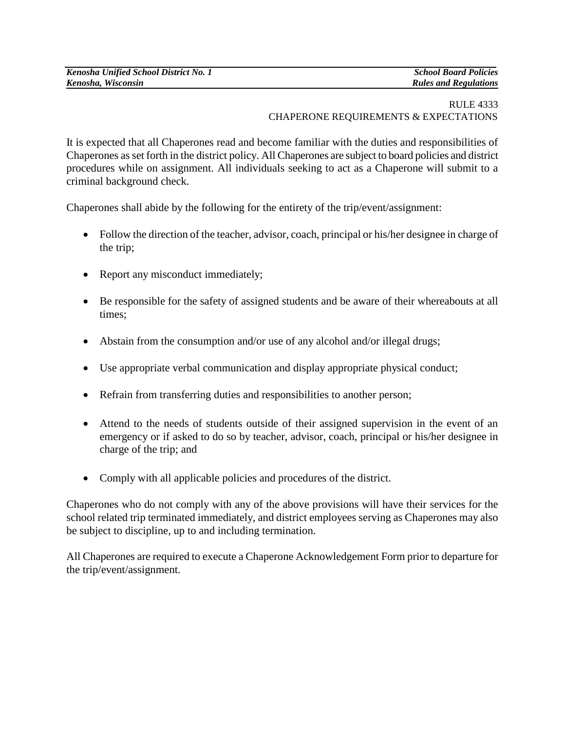RULE 4333
CHAPERONE REQUIREMENTS & EXPECTATIONS

It is expected that all Chaperones read and become familiar with the duties and responsibilities of Chaperones as set forth in the district policy. All Chaperones are subject to board policies and district procedures while on assignment. All individuals seeking to act as a Chaperone will submit to a criminal background check.

Chaperones shall abide by the following for the entirety of the trip/event/assignment:

- Follow the direction of the teacher, advisor, coach, principal or his/her designee in charge of the trip;
- Report any misconduct immediately;
- Be responsible for the safety of assigned students and be aware of their whereabouts at all times;
- Abstain from the consumption and/or use of any alcohol and/or illegal drugs;
- Use appropriate verbal communication and display appropriate physical conduct;
- Refrain from transferring duties and responsibilities to another person;
- Attend to the needs of students outside of their assigned supervision in the event of an emergency or if asked to do so by teacher, advisor, coach, principal or his/her designee in charge of the trip; and
- Comply with all applicable policies and procedures of the district.

Chaperones who do not comply with any of the above provisions will have their services for the school related trip terminated immediately, and district employees serving as Chaperones may also be subject to discipline, up to and including termination.

All Chaperones are required to execute a Chaperone Acknowledgement Form prior to departure for the trip/event/assignment.